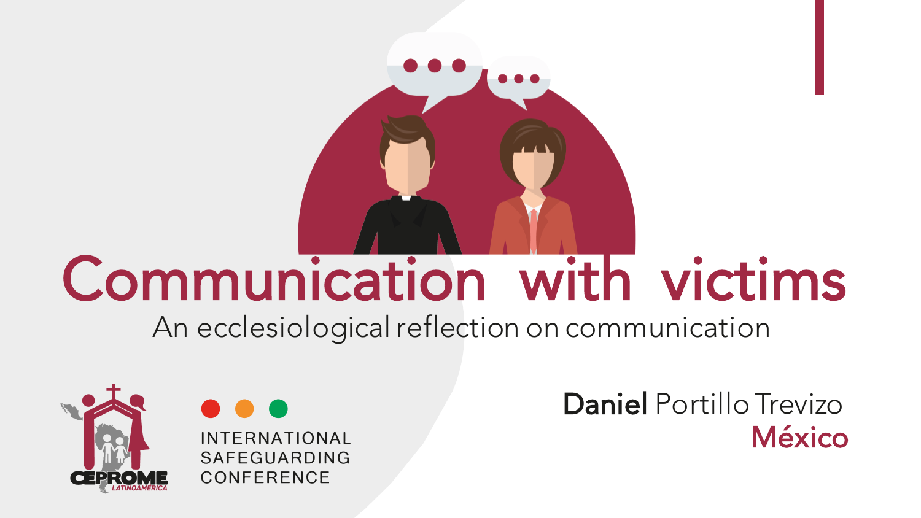# Communication with victims

An ecclesiological reflection on communication

INTERNATIONAL SAFEGUARDING CONFERENCE

**Daniel** Portillo Trevizo
México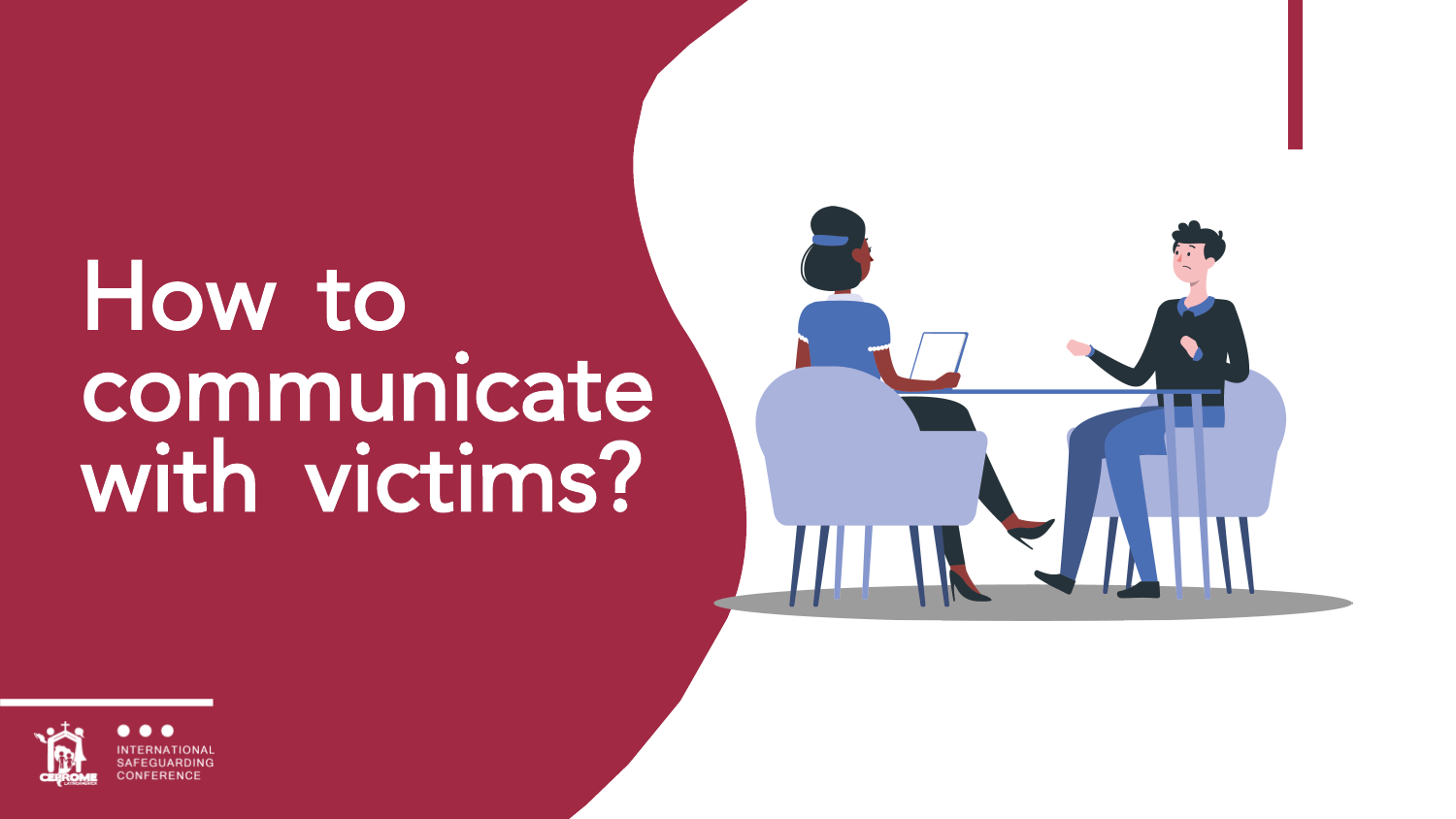# How to communicate with victims?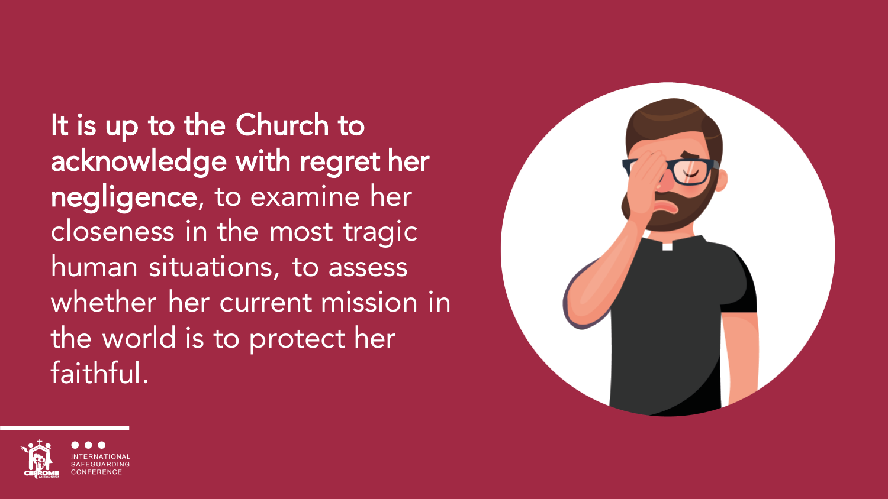**It is up to the Church to acknowledge with regret her negligence**, to examine her closeness in the most tragic human situations, to assess whether her current mission in the world is to protect her faithful.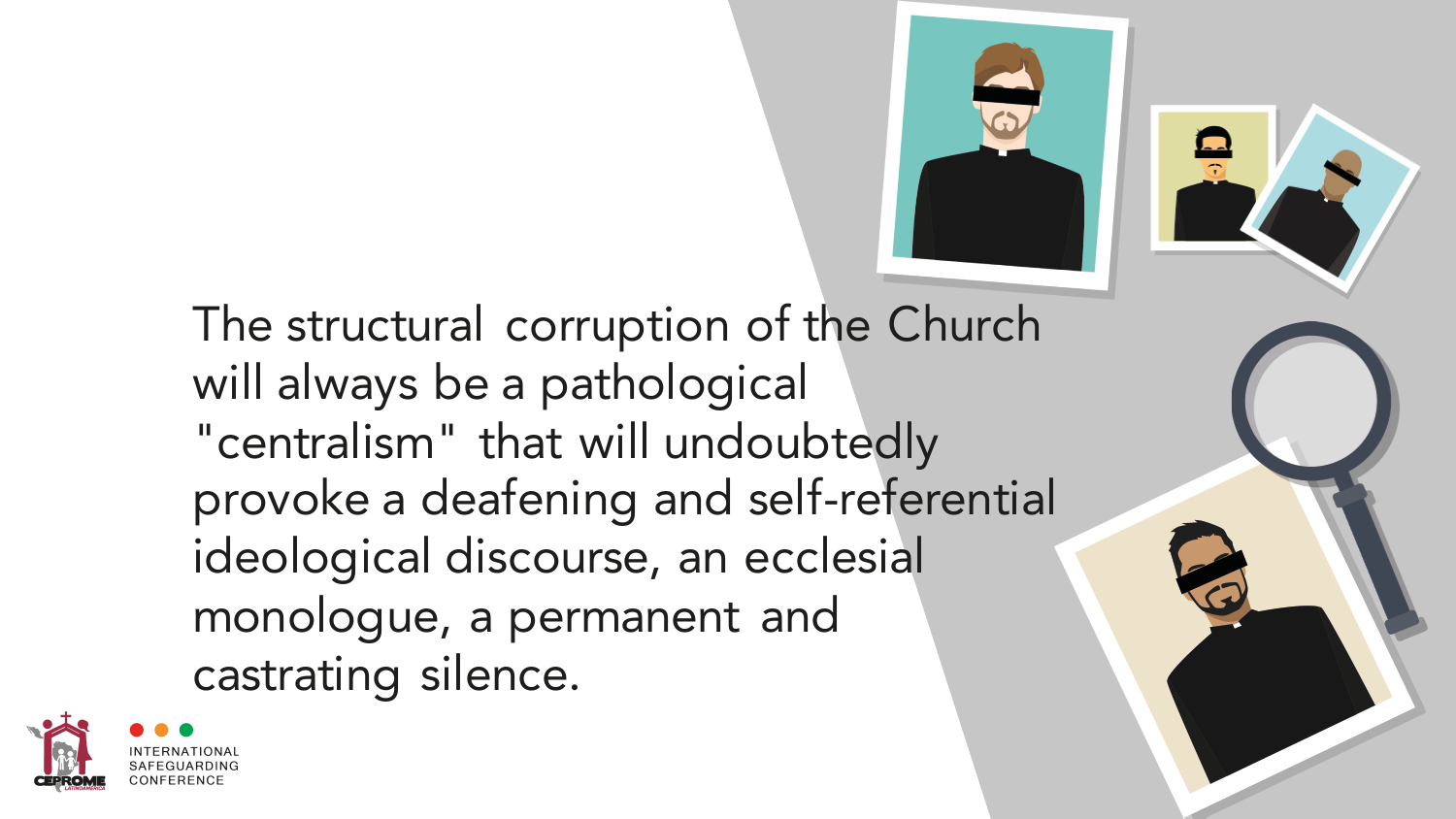The structural corruption of the Church will always be a pathological "centralism" that will undoubtedly provoke a deafening and self-referential ideological discourse, an ecclesial monologue, a permanent and castrating silence.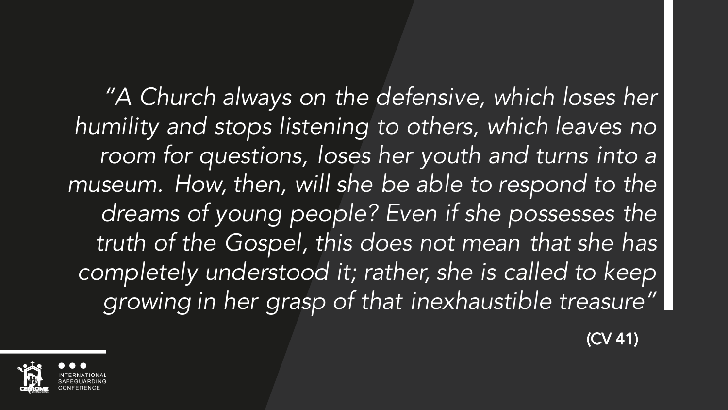*"A Church always on the defensive, which loses her humility and stops listening to others, which leaves no room for questions, loses her youth and turns into a museum. How, then, will she be able to respond to the dreams of young people? Even if she possesses the truth of the Gospel, this does not mean that she has completely understood it; rather, she is called to keep growing in her grasp of that inexhaustible treasure"*

(CV 41)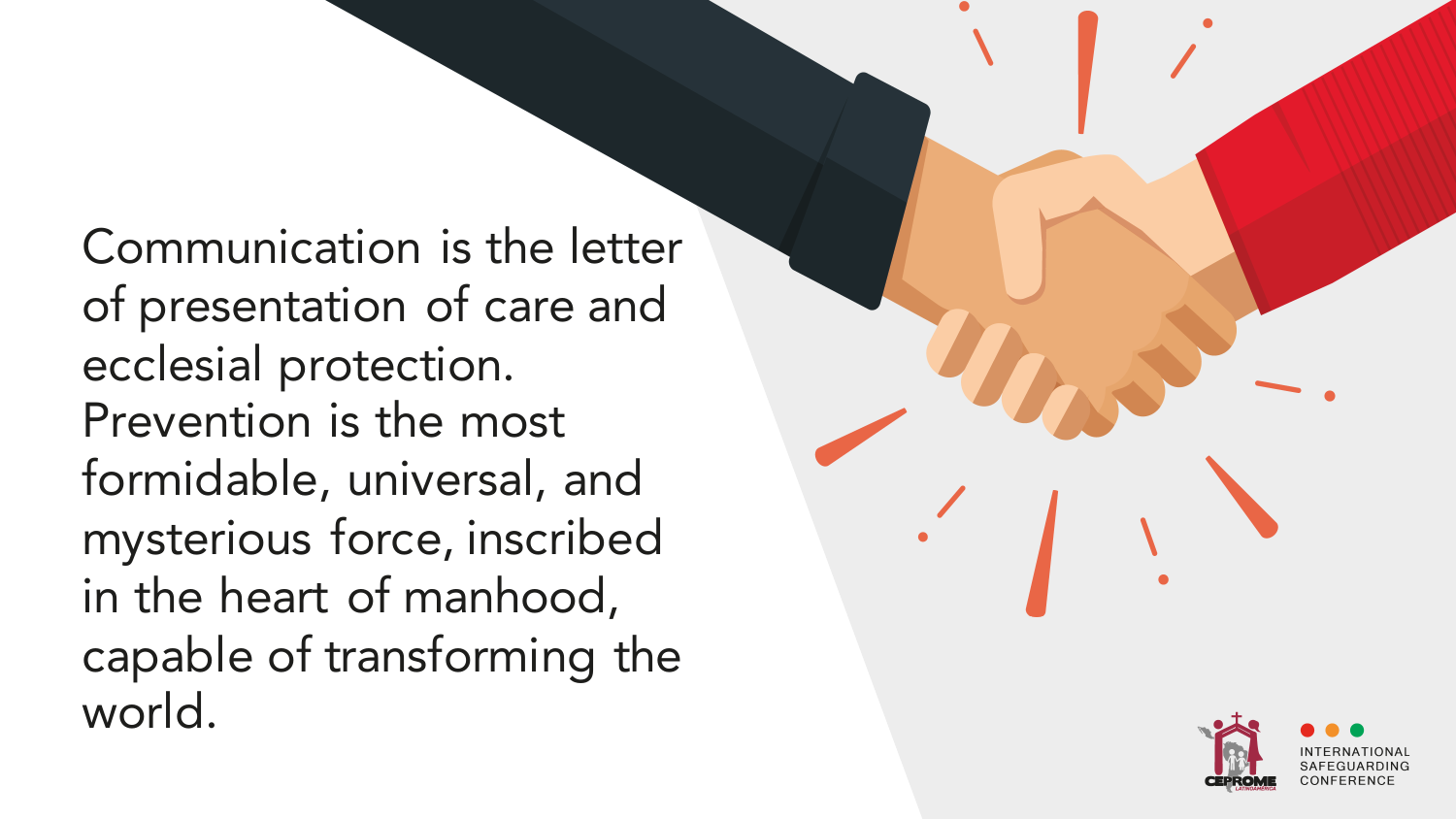Communication is the letter of presentation of care and ecclesial protection. Prevention is the most formidable, universal, and mysterious force, inscribed in the heart of manhood, capable of transforming the world.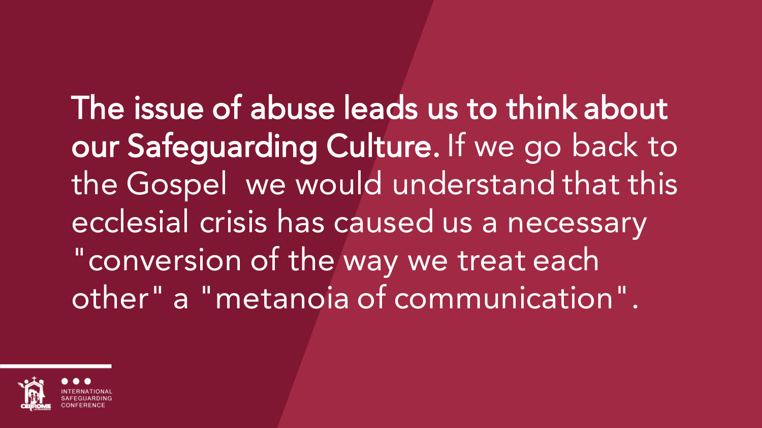**The issue of abuse leads us to think about our Safeguarding Culture.** If we go back to the Gospel we would understand that this ecclesial crisis has caused us a necessary "conversion of the way we treat each other" a "metanoia of communication".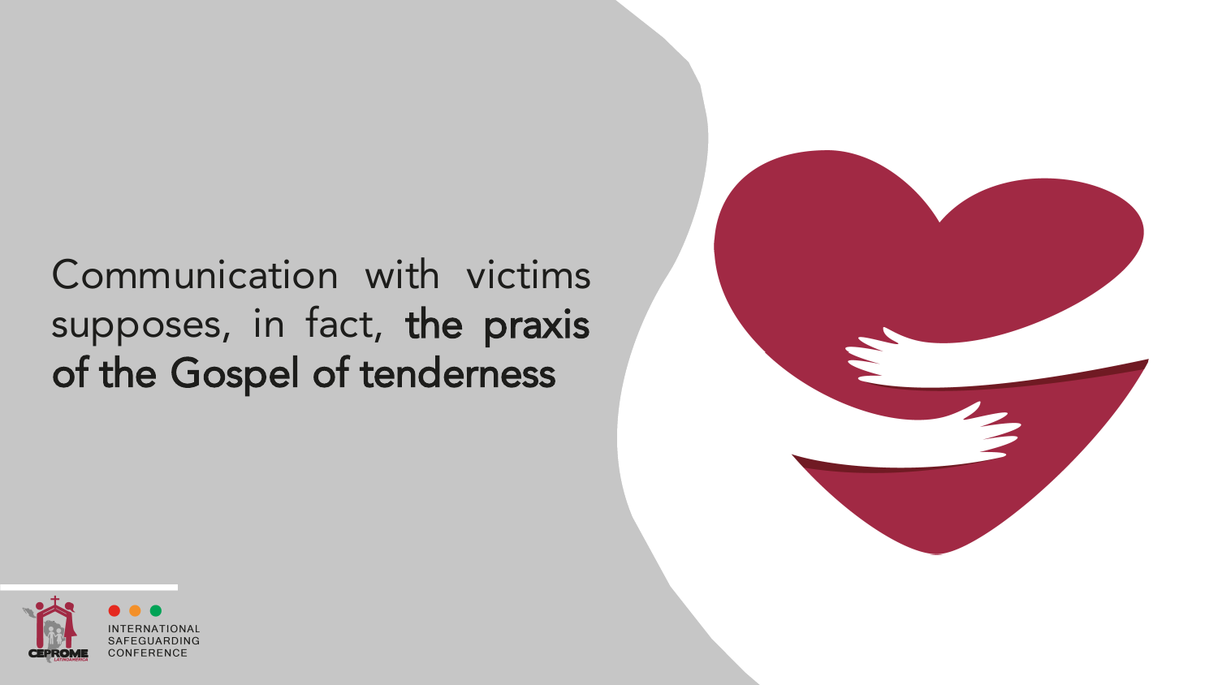Communication with victims supposes, in fact, **the praxis of the Gospel of tenderness**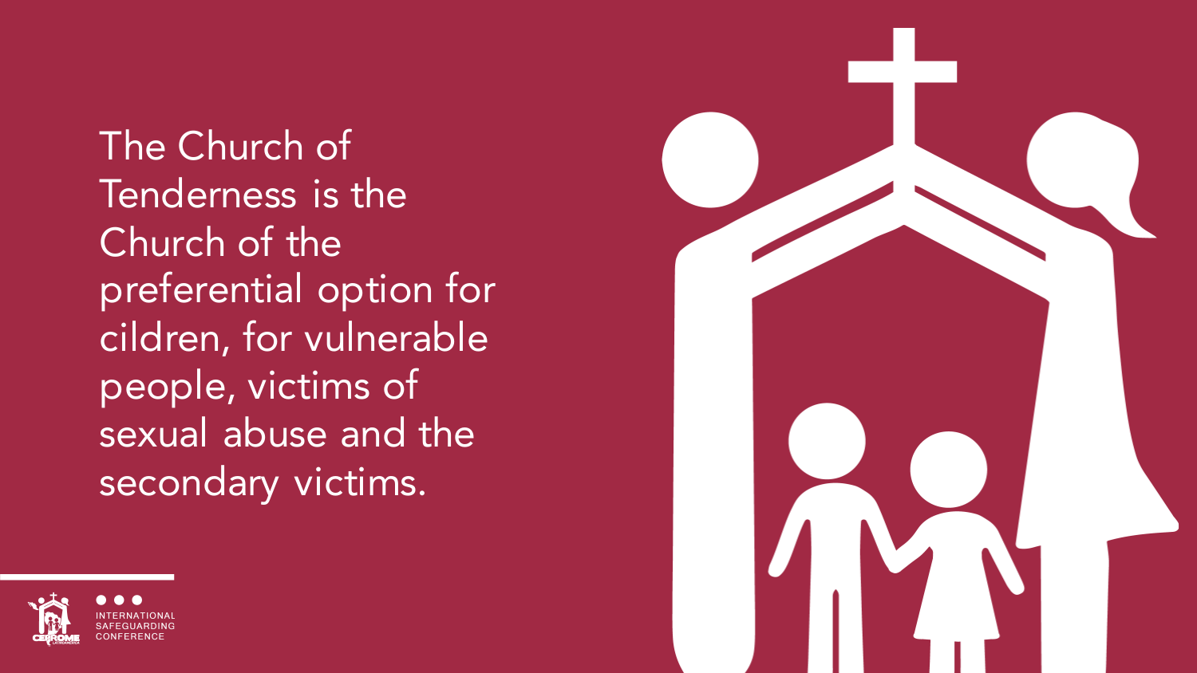The Church of Tenderness is the Church of the preferential option for cildren, for vulnerable people, victims of sexual abuse and the secondary victims.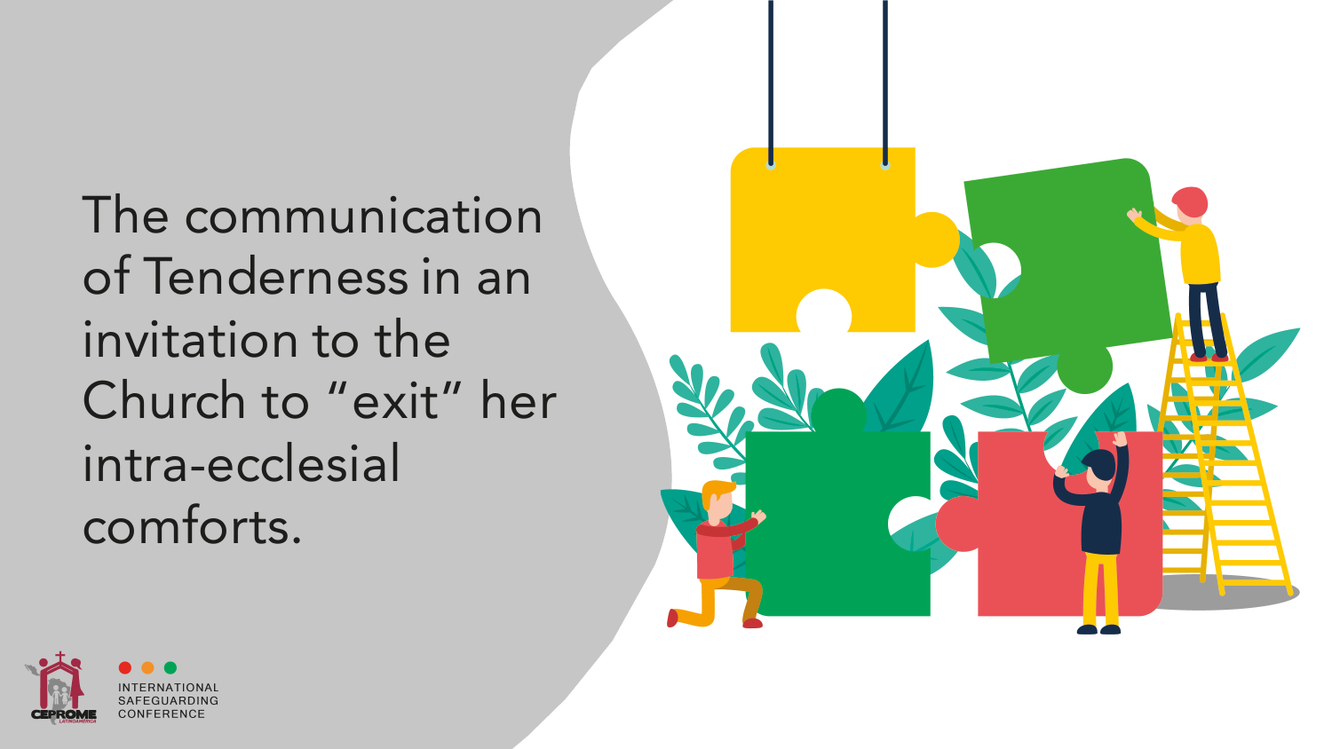The communication of Tenderness in an invitation to the Church to "exit" her intra-ecclesial comforts.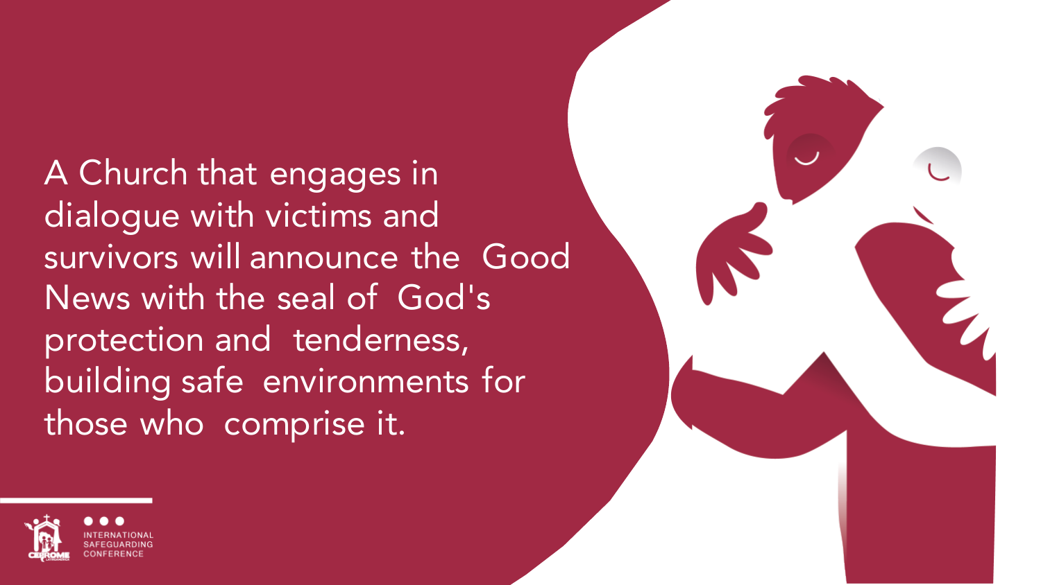A Church that engages in dialogue with victims and survivors will announce the Good News with the seal of God's protection and tenderness, building safe environments for those who comprise it.

INTERNATIONAL SAFEGUARDING CONFERENCE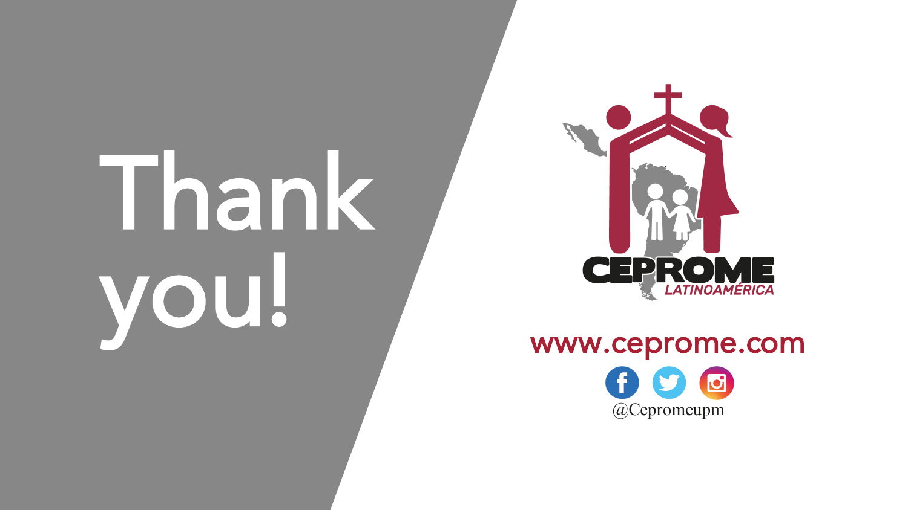# Thank you!

CEPROME LATINOAMÉRICA

www.ceprome.com

@Cepromeupm